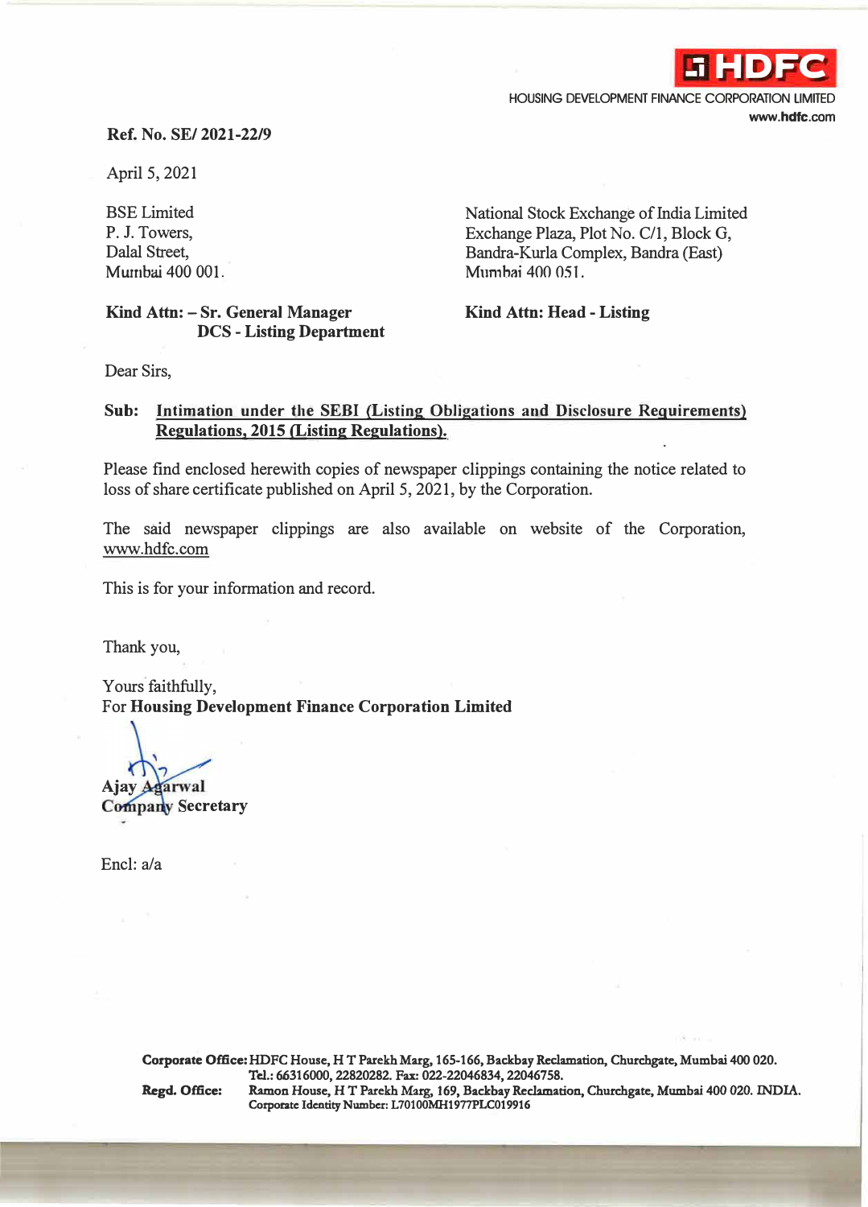HDFC

HOUSING DEVELOPMENT FINANCE CORPORATION LIMITED
**www.hdfc.com**

**Ref. No. SE/ 2021-22/9**

April 5, 2021

BSE Limited
P. J. Towers,
Dalal Street,
Mumbai 400 001.

**Kind Attn: – Sr. General Manager DCS - Listing Department**

National Stock Exchange of India Limited
Exchange Plaza, Plot No. C/1, Block G,
Bandra-Kurla Complex, Bandra (East)
Mumbai 400 051.

**Kind Attn: Head - Listing**

Dear Sirs,

**Sub: Intimation under the SEBI (Listing Obligations and Disclosure Requirements) Regulations, 2015 (Listing Regulations).**

Please find enclosed herewith copies of newspaper clippings containing the notice related to loss of share certificate published on April 5, 2021, by the Corporation.

The said newspaper clippings are also available on website of the Corporation, www.hdfc.com

This is for your information and record.

Thank you,

Yours faithfully,
For **Housing Development Finance Corporation Limited**

**Ajay Agarwal**
**Company Secretary**

Encl: a/a

**Corporate Office:** HDFC House, H T Parekh Marg, 165-166, Backbay Reclamation, Churchgate, Mumbai 400 020.
Tel.: 66316000, 22820282. Fax: 022-22046834, 22046758.
**Regd. Office:** Ramon House, H T Parekh Marg, 169, Backbay Reclamation, Churchgate, Mumbai 400 020. INDIA.
Corporate Identity Number: L70100MH1977PLC019916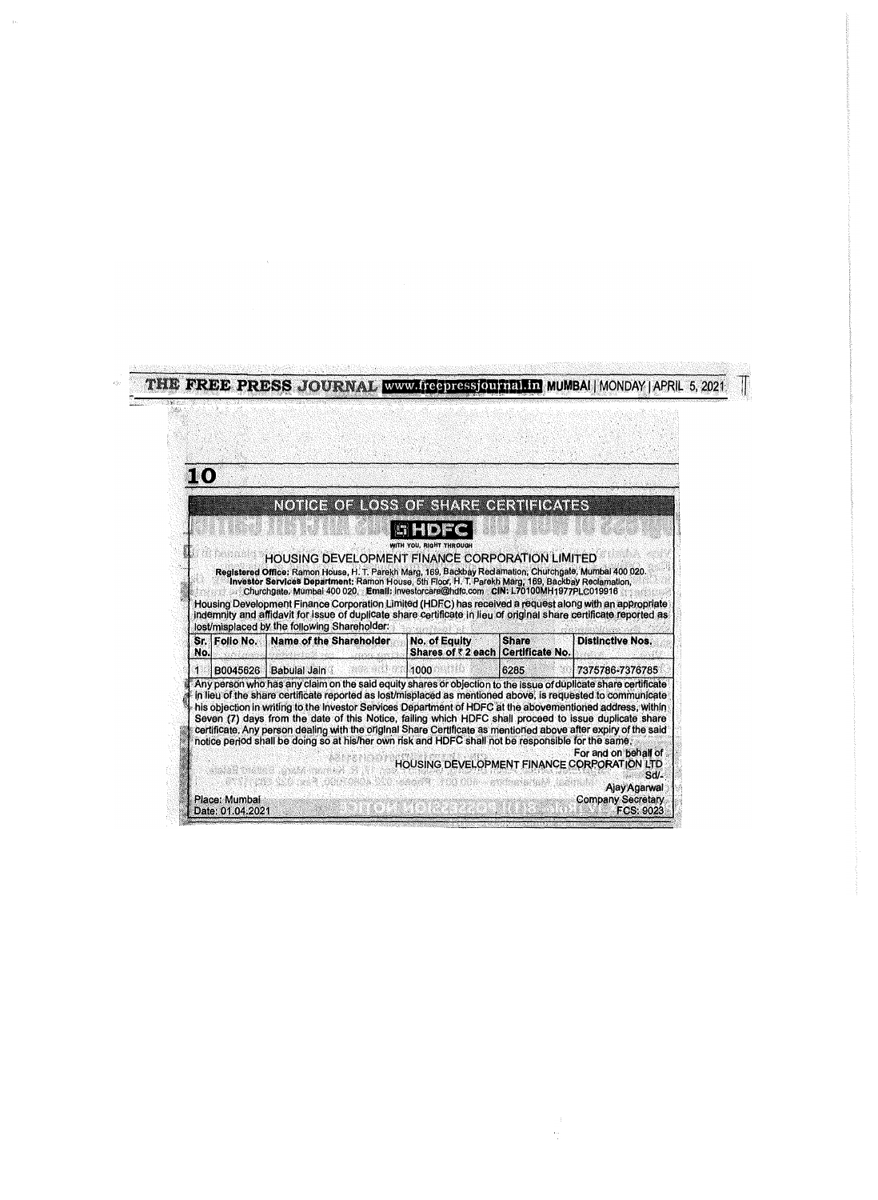THE FREE PRESS JOURNAL www.freepressjournal.in MUMBAI | MONDAY | APRIL 5, 2021

## NOTICE OF LOSS OF SHARE CERTIFICATES

**HDFC**

WITH YOU, RIGHT THROUGH

### HOUSING DEVELOPMENT FINANCE CORPORATION LIMITED

**Registered Office:** Ramon House, H. T. Parekh Marg, 169, Backbay Reclamation, Churchgate, Mumbai 400 020.
**Investor Services Department:** Ramon House, 5th Floor, H. T. Parekh Marg, 169, Backbay Reclamation, Churchgate, Mumbai 400 020. **Email:** investorcare@hdfc.com **CIN:** L70100MH1977PLC019916

Housing Development Finance Corporation Limited (HDFC) has received a request along with an appropriate indemnity and affidavit for issue of duplicate share certificate in lieu of original share certificate reported as lost/misplaced by the following Shareholder:

| Sr. No. | Folio No. | Name of the Shareholder | No. of Equity Shares of ₹ 2 each | Share Certificate No. | Distinctive Nos. |
|---|---|---|---|---|---|
| 1 | B0045626 | Babulal Jain | 1000 | 6285 | 7375786-7376785 |

Any person who has any claim on the said equity shares or objection to the issue of duplicate share certificate in lieu of the share certificate reported as lost/misplaced as mentioned above, is requested to communicate his objection in writing to the Investor Services Department of HDFC at the abovementioned address, within Seven (7) days from the date of this Notice, failing which HDFC shall proceed to issue duplicate share certificate. Any person dealing with the original Share Certificate as mentioned above after expiry of the said notice period shall be doing so at his/her own risk and HDFC shall not be responsible for the same.

For and on behalf of
HOUSING DEVELOPMENT FINANCE CORPORATION LTD
Sd/-
Ajay Agarwal
Company Secretary
FCS: 9023

Place: Mumbai
Date: 01.04.2021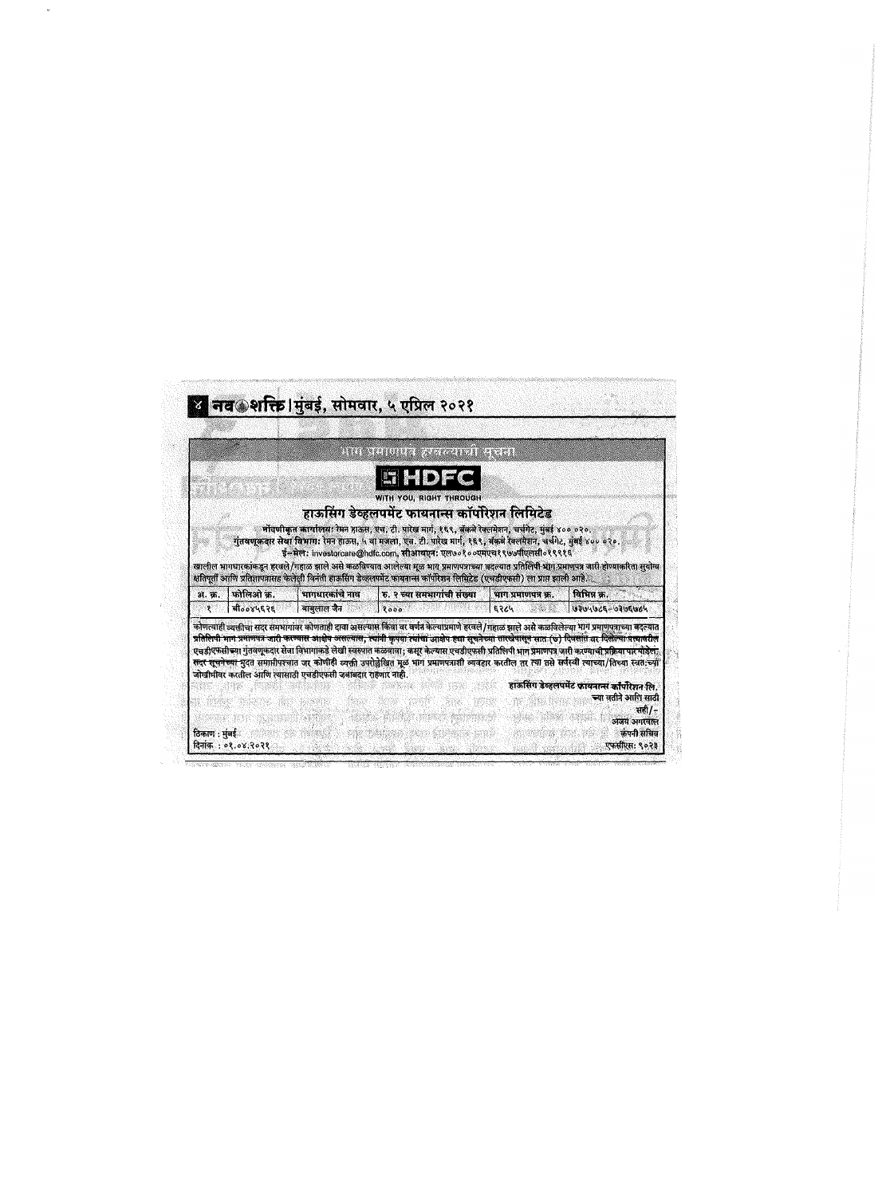४ नवशक्ति | मुंबई, सोमवार, ५ एप्रिल २०२१

## भाग प्रमाणपत्र हरवल्याची सूचना

**HDFC**

WITH YOU, RIGHT THROUGH

### हाऊसिंग डेव्हलपमेंट फायनान्स कॉर्पोरेशन लिमिटेड

**नोंदणीकृत कार्यालय:** रमन हाऊस, एच. टी. पारेख मार्ग, १६९, बॅकबे रेक्लमेशन, चर्चगेट, मुंबई ४०० ०२०.
**गुंतवणूकदार सेवा विभाग:** रमन हाऊस, ५ वा मजला, एच. टी. पारेख मार्ग, १६९, बॅकबे रेक्लमेशन, चर्चगेट, मुंबई ४०० ०२०.
**ई-मेल:** investorcare@hdfc.com, सीआयएन: एल७०१००एमएच१९७७पीएलसी०१९९१६

खालील भागधारकांकडून हरवले/गहाळ झाले असे कळविण्यात आलेल्या मूळ भाग प्रमाणपत्राच्या बदल्यात प्रतिलिपी भाग प्रमाणपत्र जारी होण्याकरिता सुयोग्य क्षतिपूर्ती आणि प्रतिज्ञापत्रासह केलेली विनंती हाऊसिंग डेव्हलपमेंट फायनान्स कॉर्पोरेशन लिमिटेड (एचडीएफसी) ला प्राप्त झाली आहे.

| अ. क्र. | फोलिओ क्र. | भागधारकांचे नाव | रु. २ च्या समभागांची संख्या | भाग प्रमाणपत्र क्र. | विभिन्न क्र. |
|---|---|---|---|---|---|
| १ | बी००४५६२६ | बाबुलाल जैन | १००० | ६२८५ | ७३७०७८६-७३७९७८५ |

कोणत्याही व्यक्तीचा सदर समभागांवर कोणताही दावा असल्यास किंवा वर वर्णन केल्याप्रमाणे हरवले/गहाळ झाले असे कळविलेल्या भाग प्रमाणपत्राच्या बदल्यात प्रतिलिपी भाग प्रमाणपत्र जारी करण्यास आक्षेप असल्यास, त्यांनी कृपया त्यांचा आक्षेप ह्या सूचनेच्या तारखेपासून सात (७) दिवसांत वर दिलेल्या पत्त्यावरील एचडीएफसीच्या गुंतवणूकदार सेवा विभागाकडे लेखी स्वरुपात कळवावा; कसूर केल्यास एचडीएफसी प्रतिलिपी भाग प्रमाणपत्र जारी करण्याची प्रक्रिया पार पाडेल. सदर सूचनेच्या मुदत समाप्तीपश्चात जर कोणीही व्यक्ती उपरोल्लेखित मूळ भाग प्रमाणपत्राशी व्यवहार करतील तर त्या तसे सर्वस्वी त्यांच्या/तिच्या स्वतःच्या जोखीमीवर करतील आणि त्यासाठी एचडीएफसी जबाबदार राहणार नाही.

हाऊसिंग डेव्हलपमेंट फायनान्स कॉर्पोरेशन लि.
च्या वतीने आणि साठी
सही/-
अजय अगरवाल
कंपनी सचिव
एफसीएस: ९०२३

ठिकाण : मुंबई
दिनांक : ०१.०४.२०२१